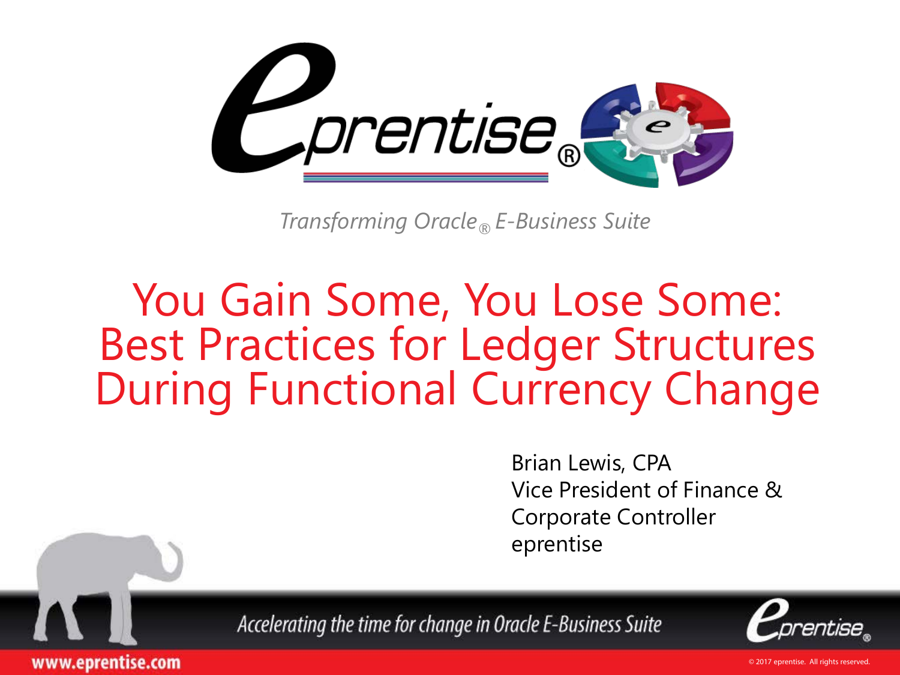*Transforming Oracle® E-Business Suite*

# You Gain Some, You Lose Some: Best Practices for Ledger Structures During Functional Currency Change

Brian Lewis, CPA
Vice President of Finance & Corporate Controller
eprentise

*Accelerating the time for change in Oracle E-Business Suite*

www.eprentise.com

© 2017 eprentise. All rights reserved.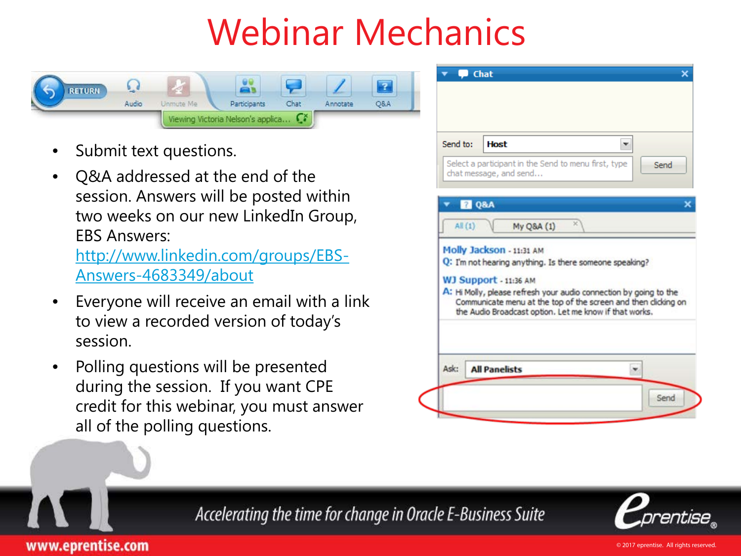# Webinar Mechanics

- Submit text questions.
- Q&A addressed at the end of the session. Answers will be posted within two weeks on our new LinkedIn Group, EBS Answers: http://www.linkedin.com/groups/EBS-Answers-4683349/about
- Everyone will receive an email with a link to view a recorded version of today's session.
- Polling questions will be presented during the session. If you want CPE credit for this webinar, you must answer all of the polling questions.

*Accelerating the time for change in Oracle E-Business Suite*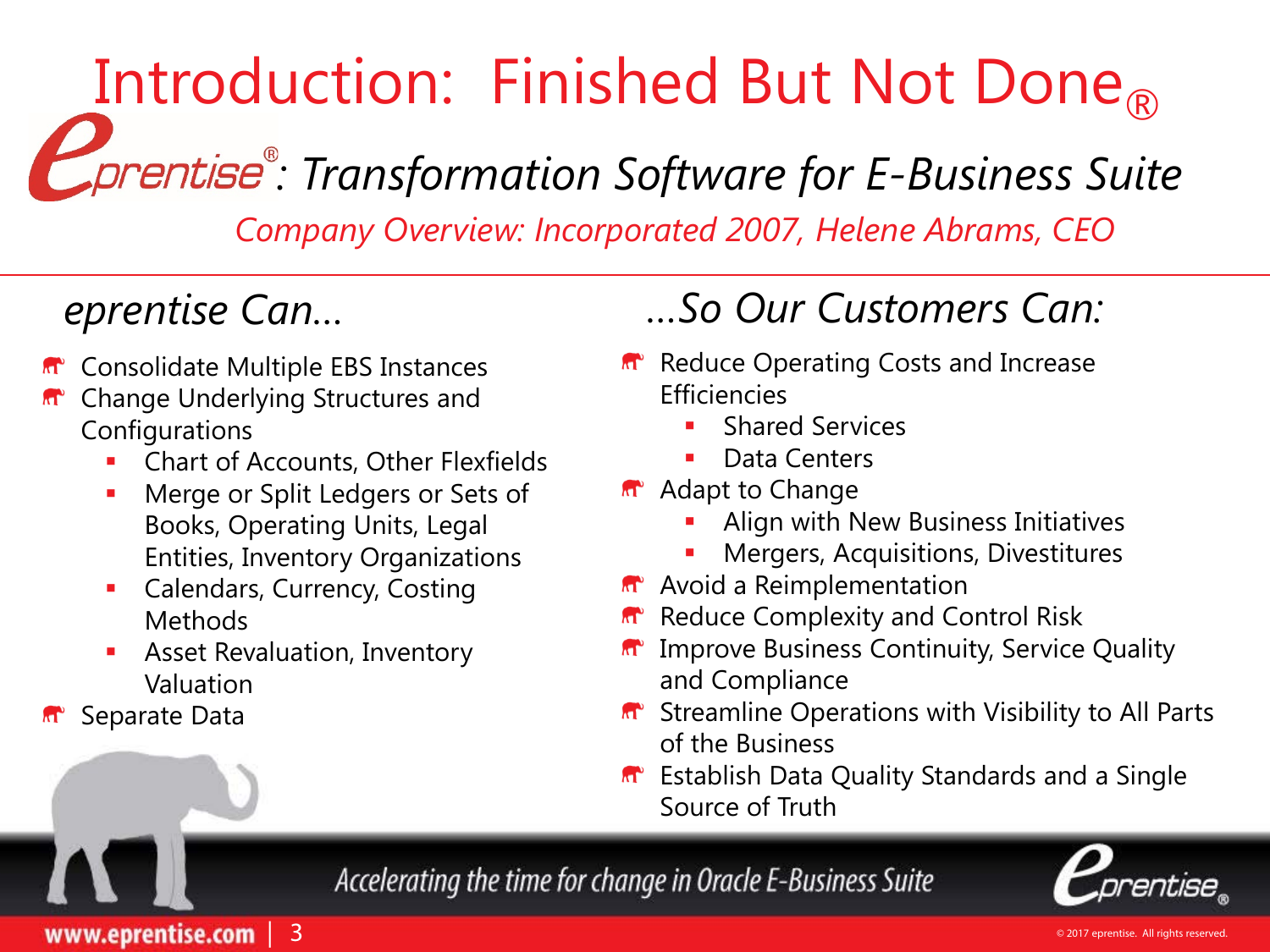# Introduction: Finished But Not Done®

## eprentise®: Transformation Software for E-Business Suite

*Company Overview: Incorporated 2007, Helene Abrams, CEO*

### *eprentise Can…*

- Consolidate Multiple EBS Instances
- Change Underlying Structures and Configurations
  - Chart of Accounts, Other Flexfields
  - Merge or Split Ledgers or Sets of Books, Operating Units, Legal Entities, Inventory Organizations
  - Calendars, Currency, Costing Methods
  - Asset Revaluation, Inventory Valuation
- Separate Data

### *…So Our Customers Can:*

- Reduce Operating Costs and Increase Efficiencies
  - Shared Services
  - Data Centers
- Adapt to Change
  - Align with New Business Initiatives
  - Mergers, Acquisitions, Divestitures
- Avoid a Reimplementation
- Reduce Complexity and Control Risk
- Improve Business Continuity, Service Quality and Compliance
- Streamline Operations with Visibility to All Parts of the Business
- Establish Data Quality Standards and a Single Source of Truth

*Accelerating the time for change in Oracle E-Business Suite*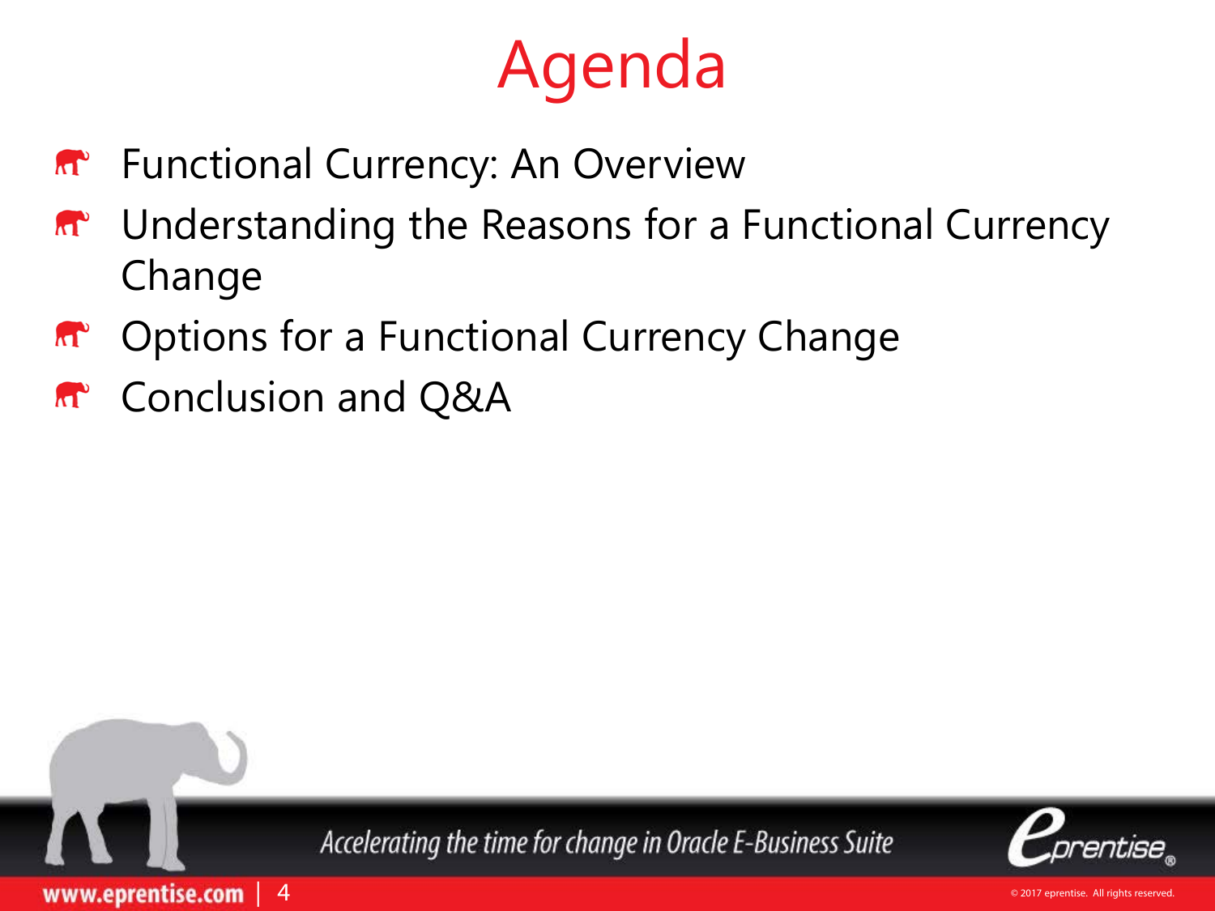# Agenda

- Functional Currency: An Overview
- Understanding the Reasons for a Functional Currency Change
- Options for a Functional Currency Change
- Conclusion and Q&A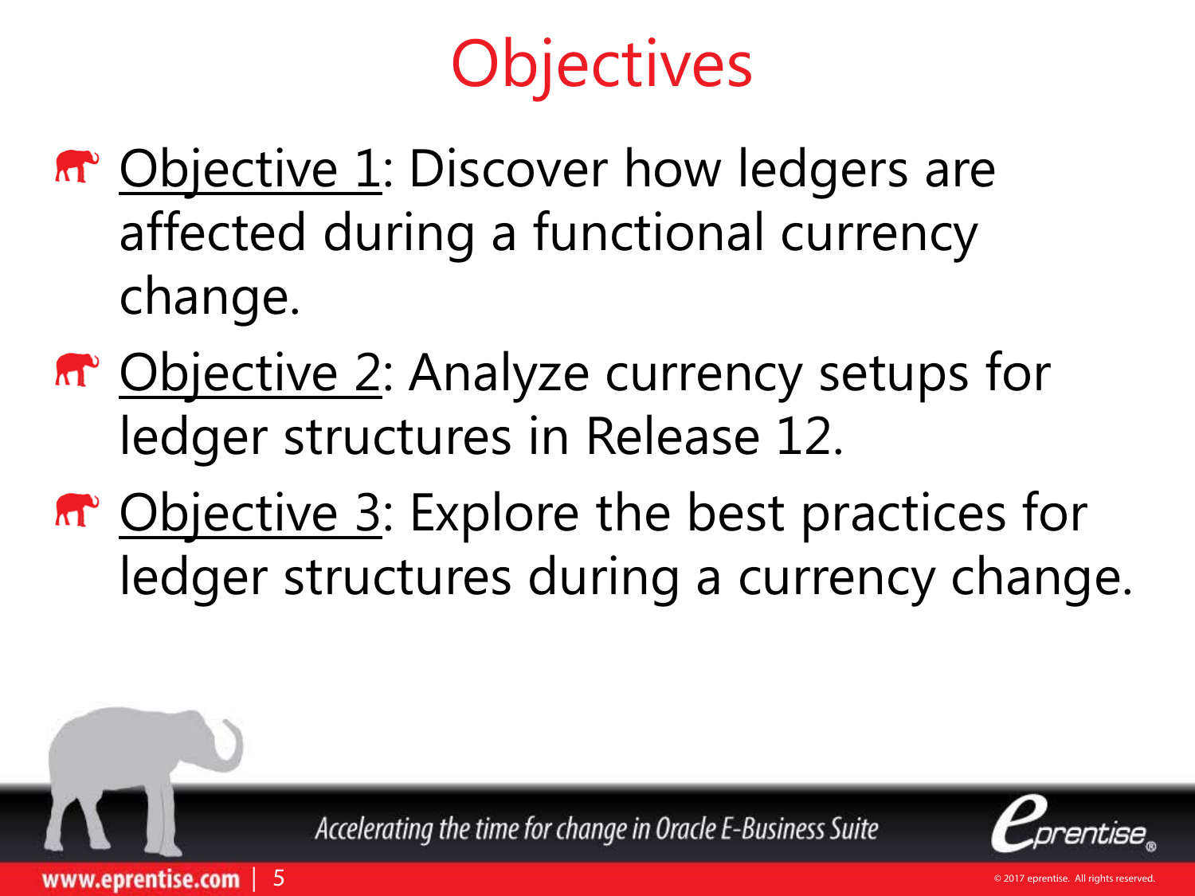# Objectives

- Objective 1: Discover how ledgers are affected during a functional currency change.
- Objective 2: Analyze currency setups for ledger structures in Release 12.
- Objective 3: Explore the best practices for ledger structures during a currency change.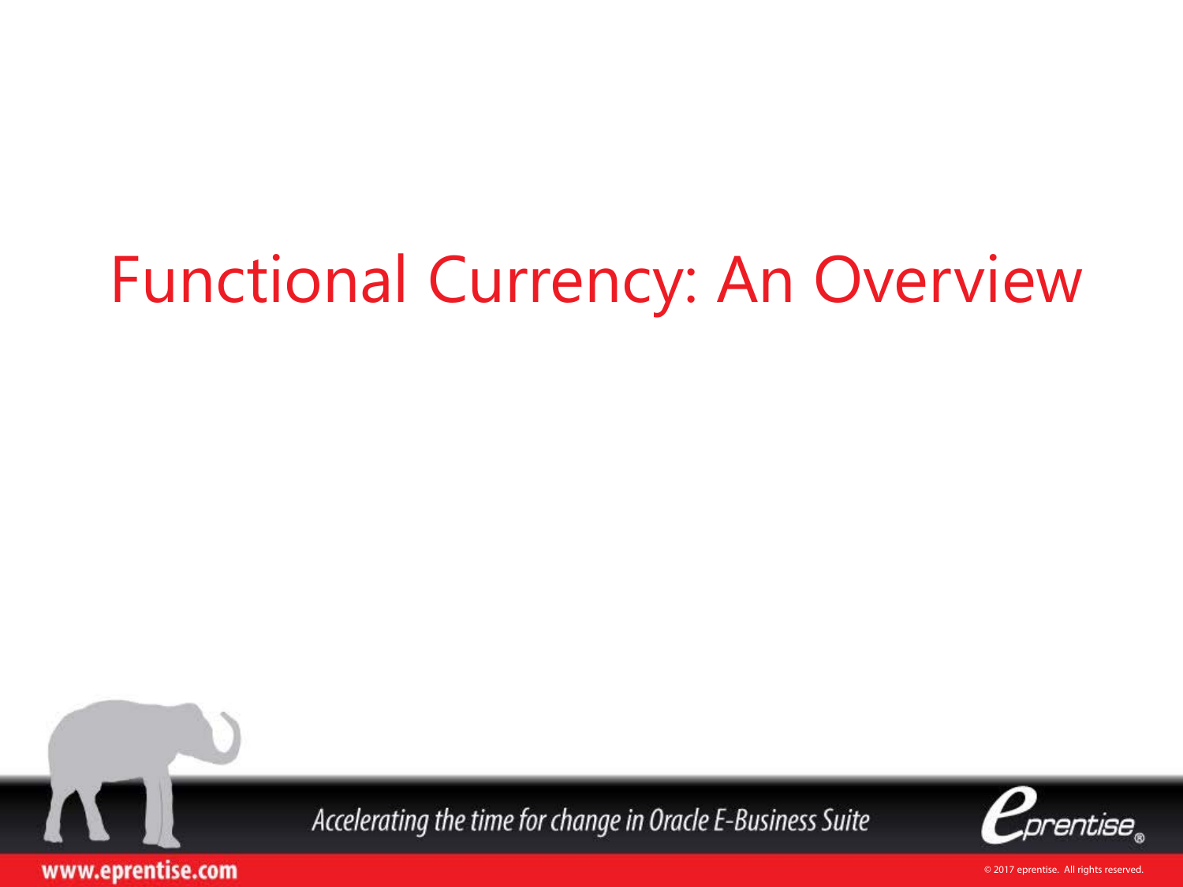# Functional Currency: An Overview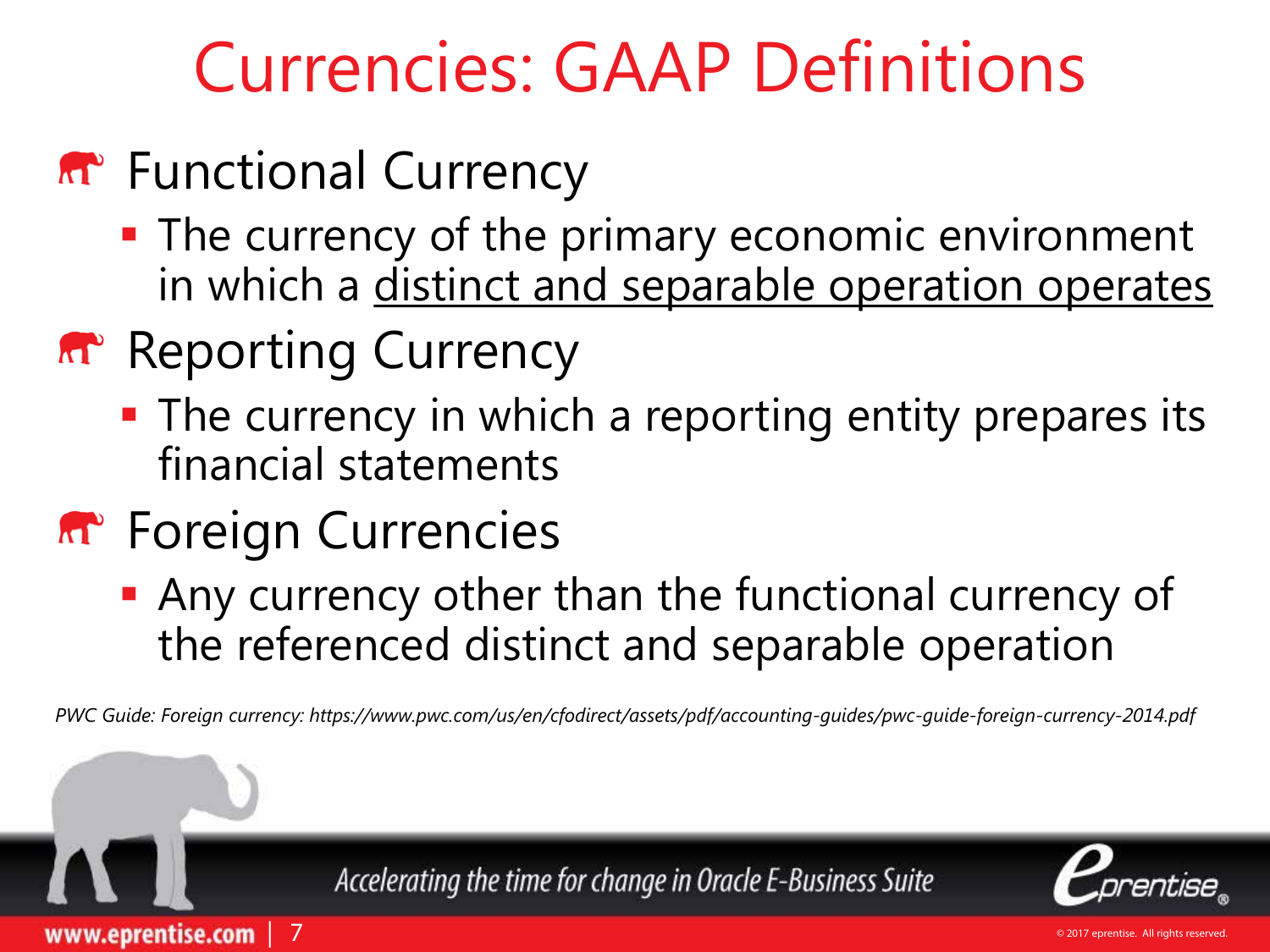# Currencies: GAAP Definitions

- Functional Currency
  - The currency of the primary economic environment in which a <u>distinct and separable operation operates</u>
- Reporting Currency
  - The currency in which a reporting entity prepares its financial statements
- Foreign Currencies
  - Any currency other than the functional currency of the referenced distinct and separable operation

*PWC Guide: Foreign currency: https://www.pwc.com/us/en/cfodirect/assets/pdf/accounting-guides/pwc-guide-foreign-currency-2014.pdf*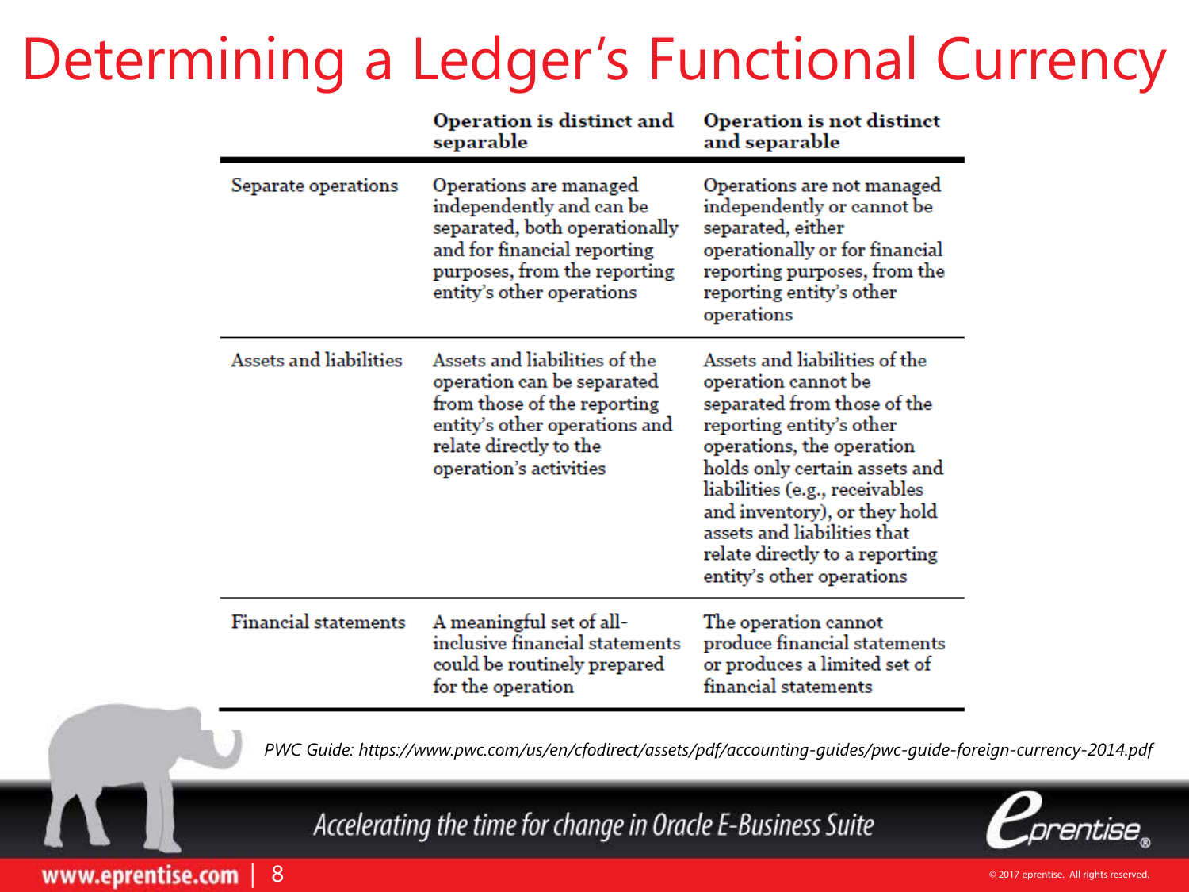# Determining a Ledger's Functional Currency

| | Operation is distinct and separable | Operation is not distinct and separable |
|---|---|---|
| Separate operations | Operations are managed independently and can be separated, both operationally and for financial reporting purposes, from the reporting entity's other operations | Operations are not managed independently or cannot be separated, either operationally or for financial reporting purposes, from the reporting entity's other operations |
| Assets and liabilities | Assets and liabilities of the operation can be separated from those of the reporting entity's other operations and relate directly to the operation's activities | Assets and liabilities of the operation cannot be separated from those of the reporting entity's other operations, the operation holds only certain assets and liabilities (e.g., receivables and inventory), or they hold assets and liabilities that relate directly to a reporting entity's other operations |
| Financial statements | A meaningful set of all-inclusive financial statements could be routinely prepared for the operation | The operation cannot produce financial statements or produces a limited set of financial statements |

*PWC Guide: https://www.pwc.com/us/en/cfodirect/assets/pdf/accounting-guides/pwc-guide-foreign-currency-2014.pdf*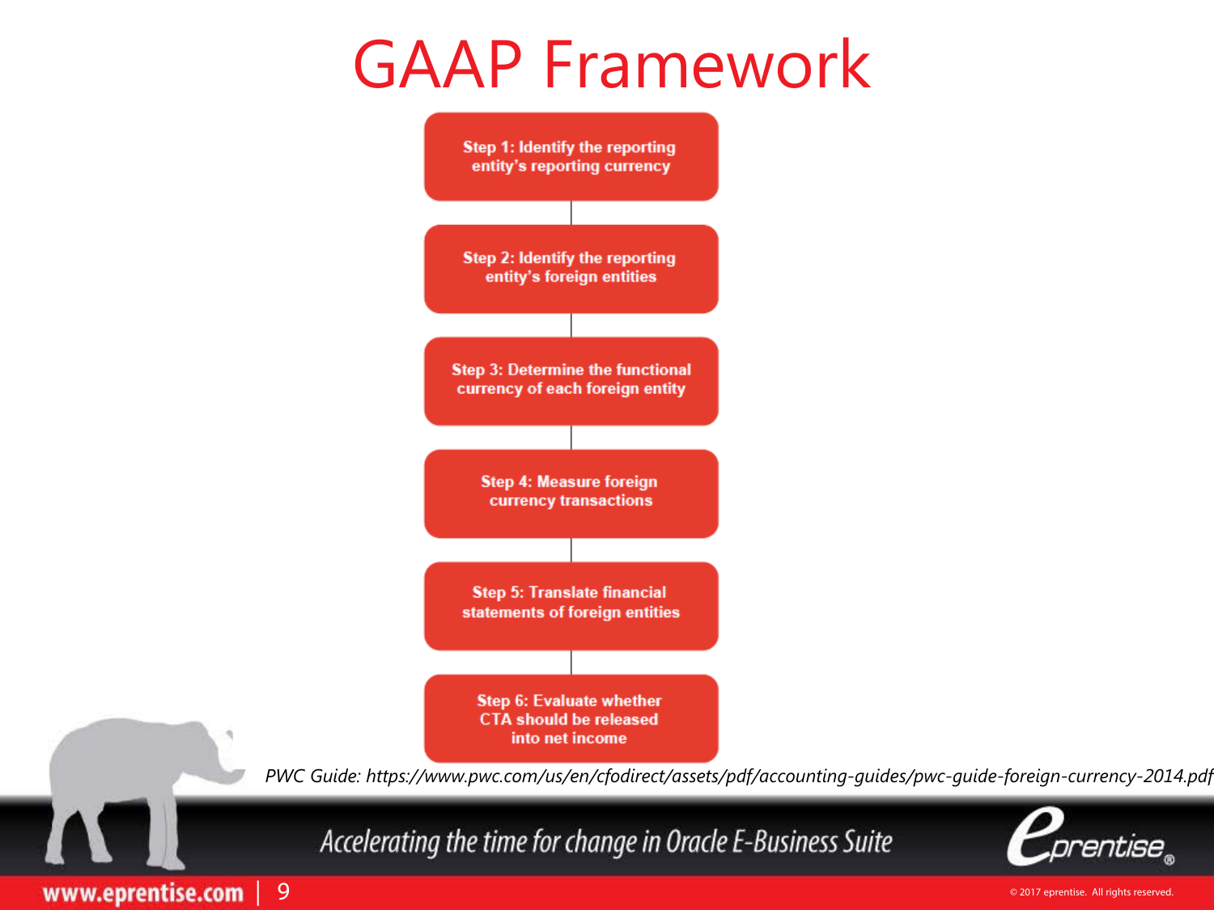# GAAP Framework

- Step 1: Identify the reporting entity's reporting currency
- Step 2: Identify the reporting entity's foreign entities
- Step 3: Determine the functional currency of each foreign entity
- Step 4: Measure foreign currency transactions
- Step 5: Translate financial statements of foreign entities
- Step 6: Evaluate whether CTA should be released into net income

*PWC Guide: https://www.pwc.com/us/en/cfodirect/assets/pdf/accounting-guides/pwc-guide-foreign-currency-2014.pdf*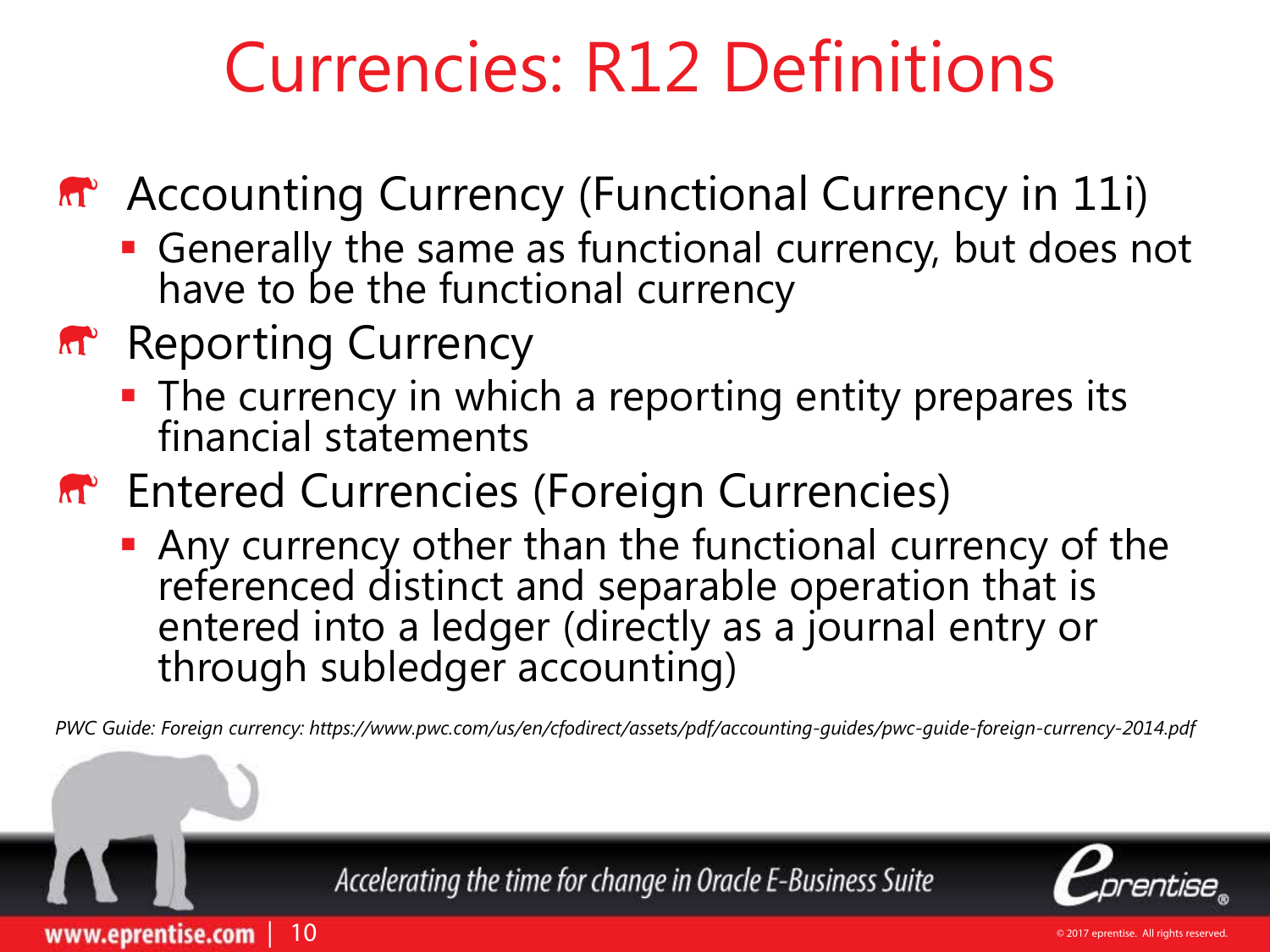# Currencies: R12 Definitions

- Accounting Currency (Functional Currency in 11i)
  - Generally the same as functional currency, but does not have to be the functional currency
- Reporting Currency
  - The currency in which a reporting entity prepares its financial statements
- Entered Currencies (Foreign Currencies)
  - Any currency other than the functional currency of the referenced distinct and separable operation that is entered into a ledger (directly as a journal entry or through subledger accounting)

*PWC Guide: Foreign currency: https://www.pwc.com/us/en/cfodirect/assets/pdf/accounting-guides/pwc-guide-foreign-currency-2014.pdf*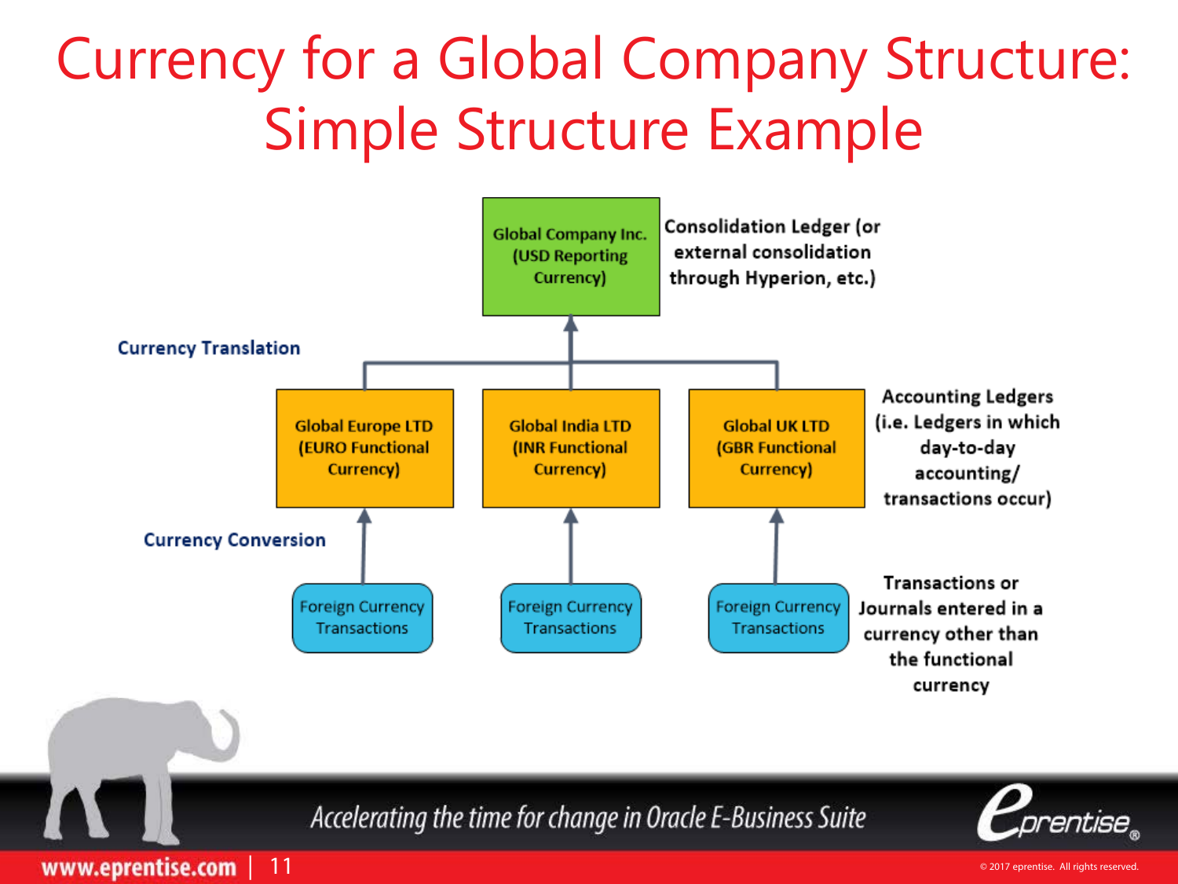# Currency for a Global Company Structure: Simple Structure Example

Global Company Inc. (USD Reporting Currency)

Consolidation Ledger (or external consolidation through Hyperion, etc.)

**Currency Translation**

Global Europe LTD (EURO Functional Currency)

Global India LTD (INR Functional Currency)

Global UK LTD (GBR Functional Currency)

Accounting Ledgers (i.e. Ledgers in which day-to-day accounting/ transactions occur)

**Currency Conversion**

Foreign Currency Transactions

Foreign Currency Transactions

Foreign Currency Transactions

Transactions or Journals entered in a currency other than the functional currency

*Accelerating the time for change in Oracle E-Business Suite*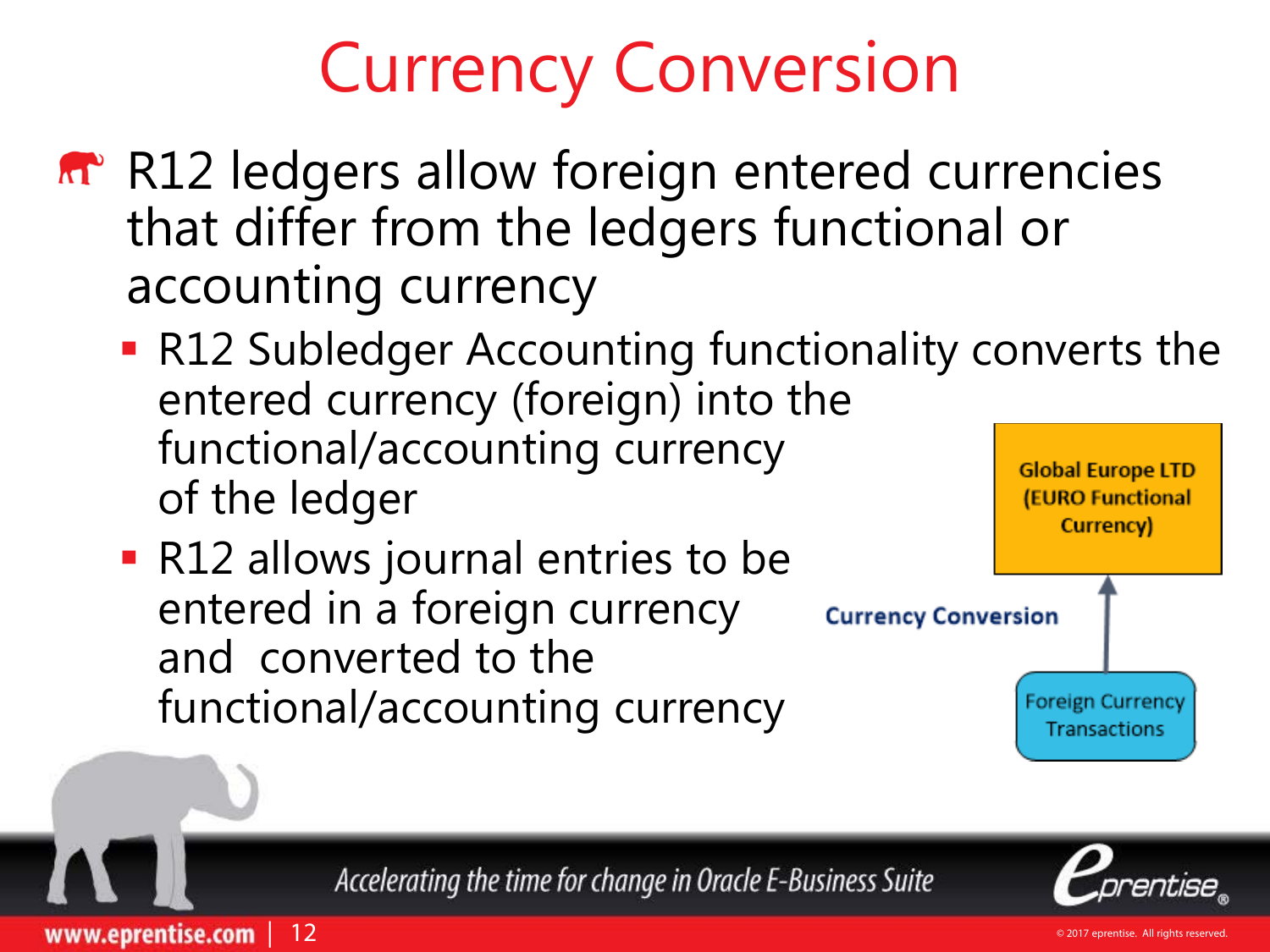# Currency Conversion

- R12 ledgers allow foreign entered currencies that differ from the ledgers functional or accounting currency
  - R12 Subledger Accounting functionality converts the entered currency (foreign) into the functional/accounting currency of the ledger
  - R12 allows journal entries to be entered in a foreign currency and converted to the functional/accounting currency

Global Europe LTD (EURO Functional Currency)

Currency Conversion

Foreign Currency Transactions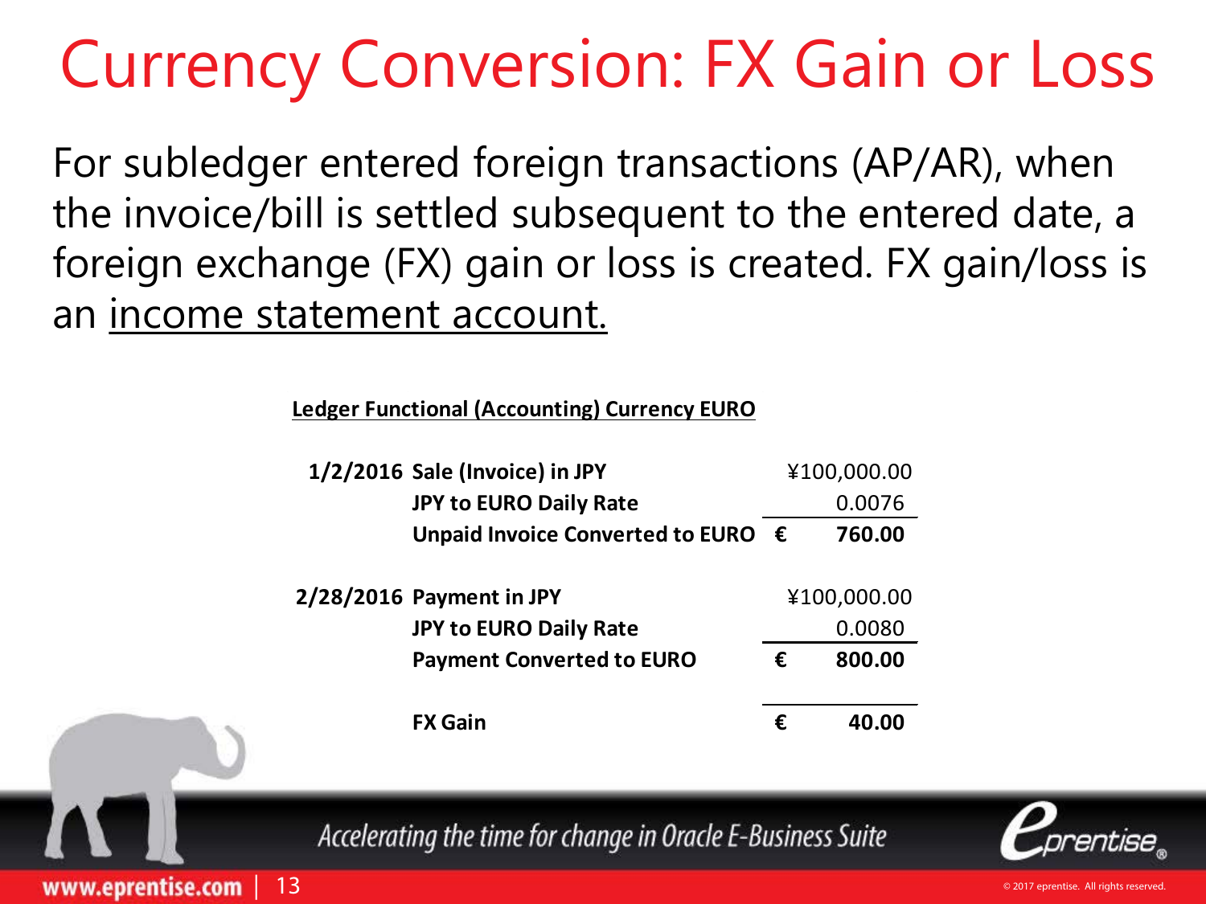# Currency Conversion: FX Gain or Loss

For subledger entered foreign transactions (AP/AR), when the invoice/bill is settled subsequent to the entered date, a foreign exchange (FX) gain or loss is created. FX gain/loss is an income statement account.

**Ledger Functional (Accounting) Currency EURO**

| Date | Description | | Amount |
|---|---|---|---|
| **1/2/2016** | **Sale (Invoice) in JPY** | | ¥100,000.00 |
| | **JPY to EURO Daily Rate** | | 0.0076 |
| | **Unpaid Invoice Converted to EURO** | **€** | **760.00** |
| **2/28/2016** | **Payment in JPY** | | ¥100,000.00 |
| | **JPY to EURO Daily Rate** | | 0.0080 |
| | **Payment Converted to EURO** | **€** | **800.00** |
| | **FX Gain** | **€** | **40.00** |

*Accelerating the time for change in Oracle E-Business Suite*

www.eprentise.com

© 2017 eprentise. All rights reserved.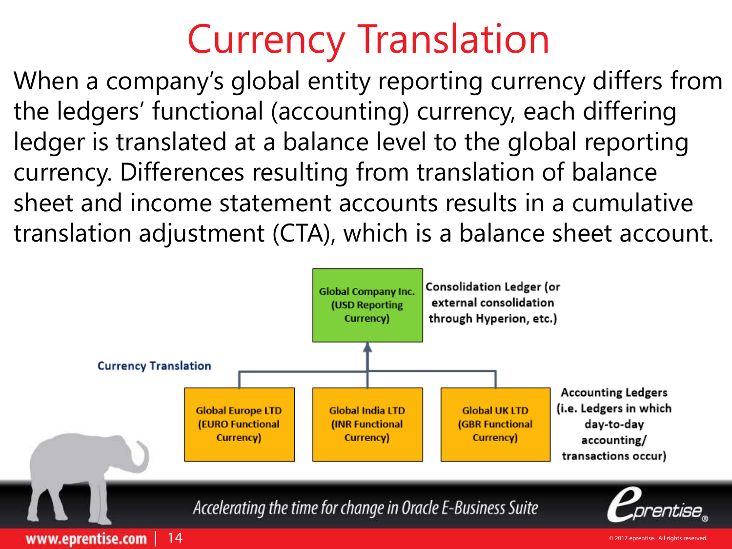# Currency Translation

When a company's global entity reporting currency differs from the ledgers' functional (accounting) currency, each differing ledger is translated at a balance level to the global reporting currency. Differences resulting from translation of balance sheet and income statement accounts results in a cumulative translation adjustment (CTA), which is a balance sheet account.

Global Company Inc. (USD Reporting Currency)

Consolidation Ledger (or external consolidation through Hyperion, etc.)

Currency Translation

Global Europe LTD (EURO Functional Currency)

Global India LTD (INR Functional Currency)

Global UK LTD (GBR Functional Currency)

Accounting Ledgers (i.e. Ledgers in which day-to-day accounting/ transactions occur)

*Accelerating the time for change in Oracle E-Business Suite*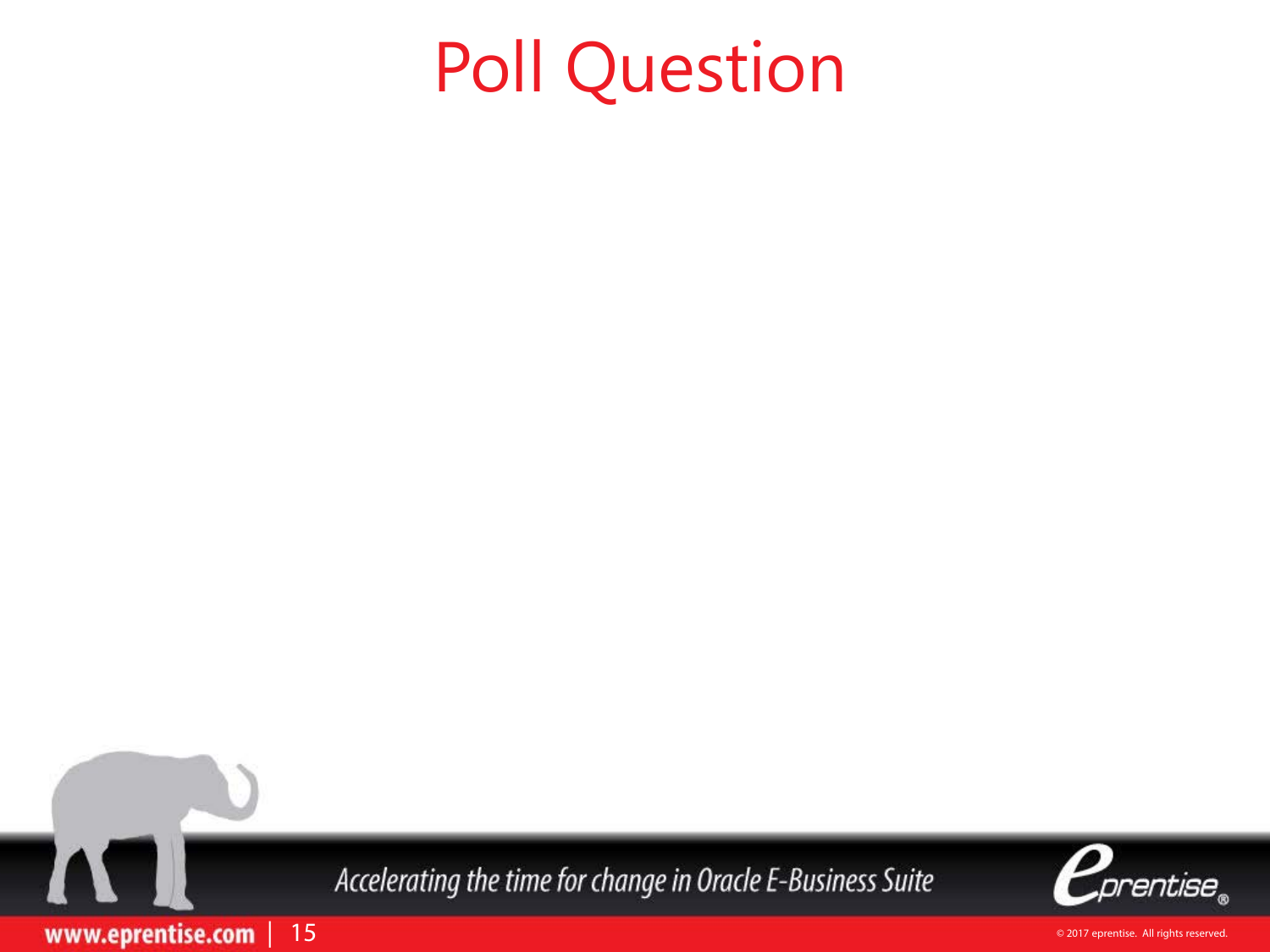# Poll Question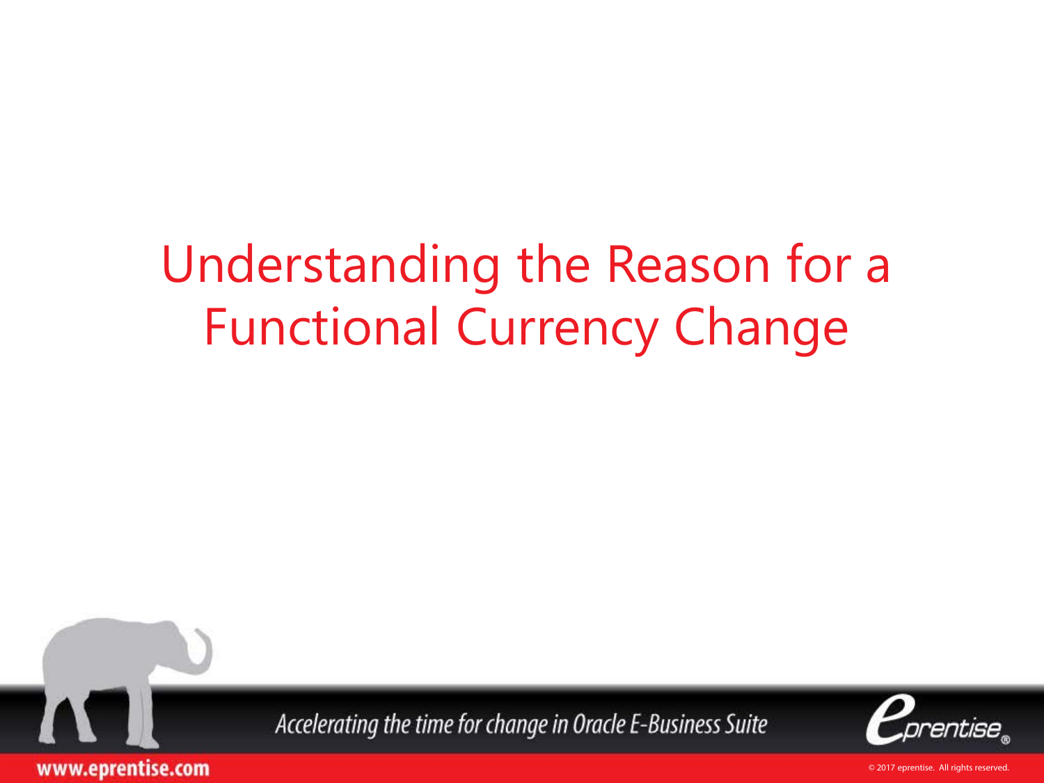# Understanding the Reason for a Functional Currency Change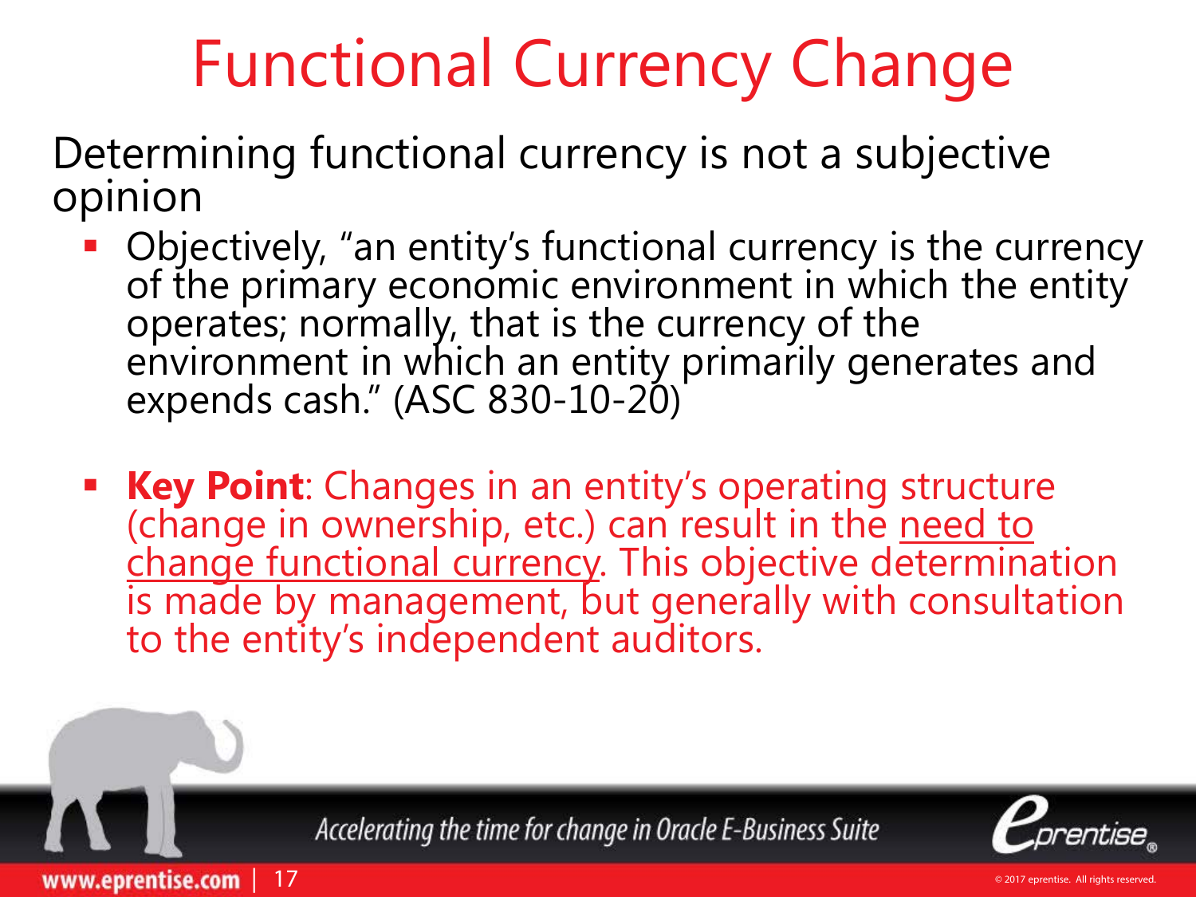# Functional Currency Change

Determining functional currency is not a subjective opinion

- Objectively, "an entity's functional currency is the currency of the primary economic environment in which the entity operates; normally, that is the currency of the environment in which an entity primarily generates and expends cash." (ASC 830-10-20)

- **Key Point**: Changes in an entity's operating structure (change in ownership, etc.) can result in the need to change functional currency. This objective determination is made by management, but generally with consultation to the entity's independent auditors.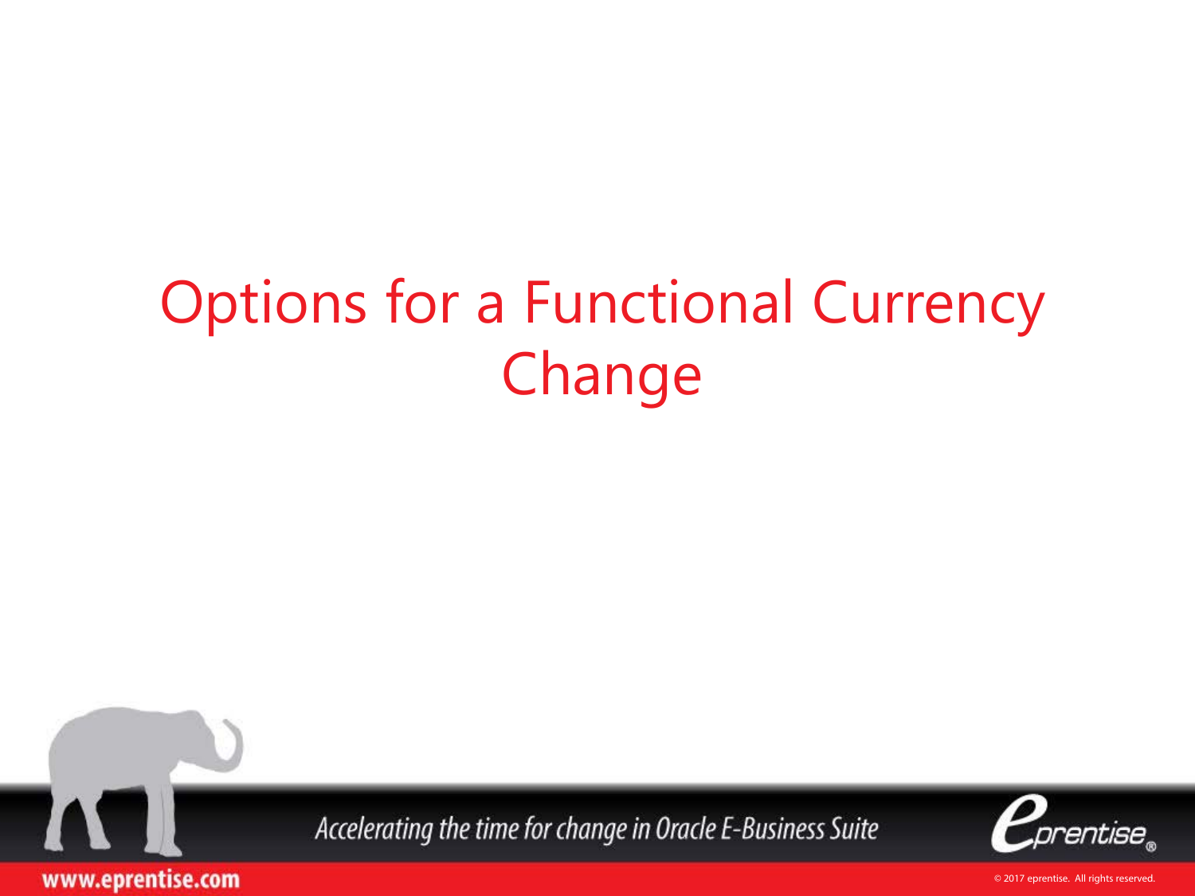# Options for a Functional Currency Change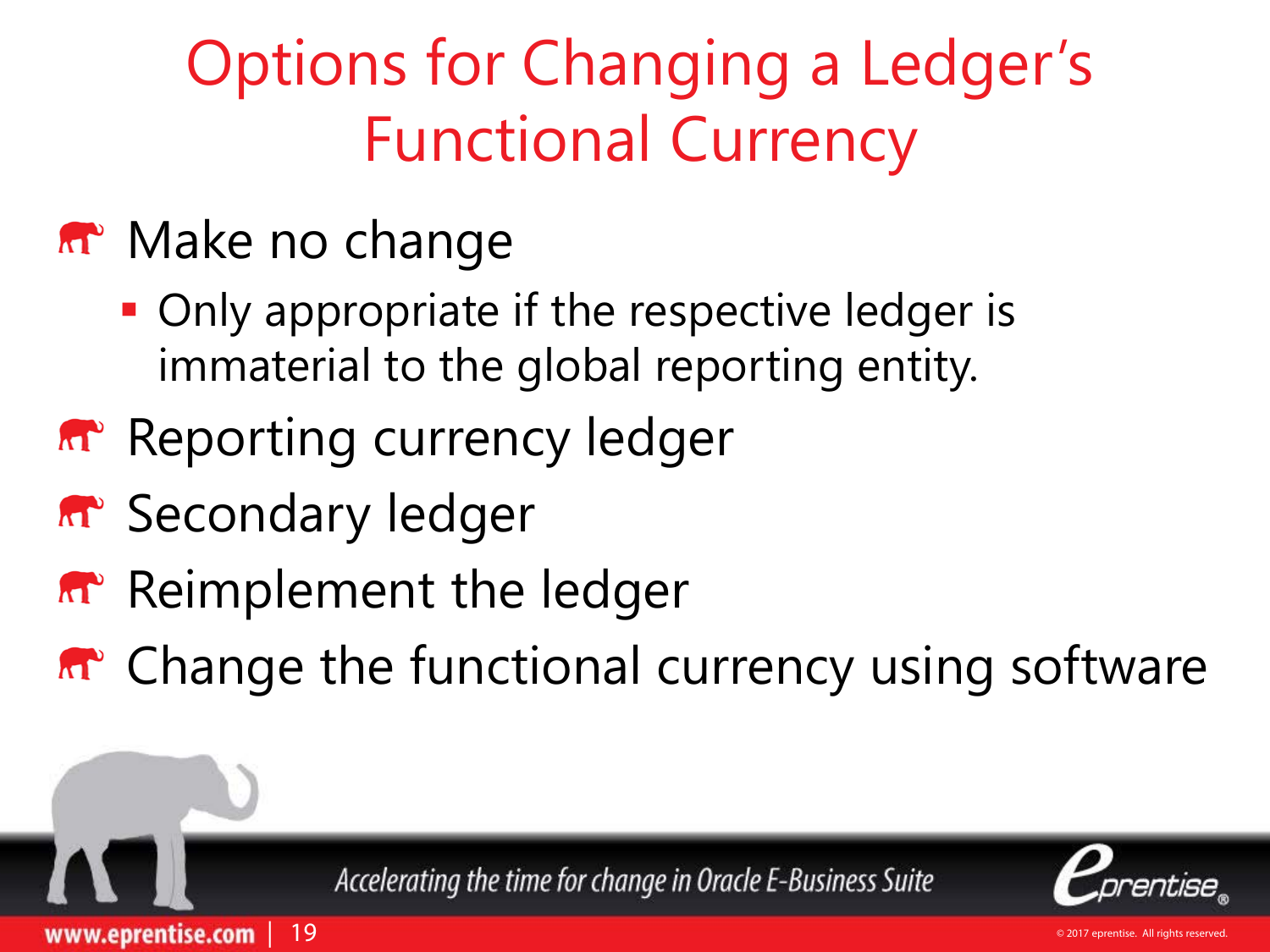# Options for Changing a Ledger's Functional Currency

- Make no change
  - Only appropriate if the respective ledger is immaterial to the global reporting entity.
- Reporting currency ledger
- Secondary ledger
- Reimplement the ledger
- Change the functional currency using software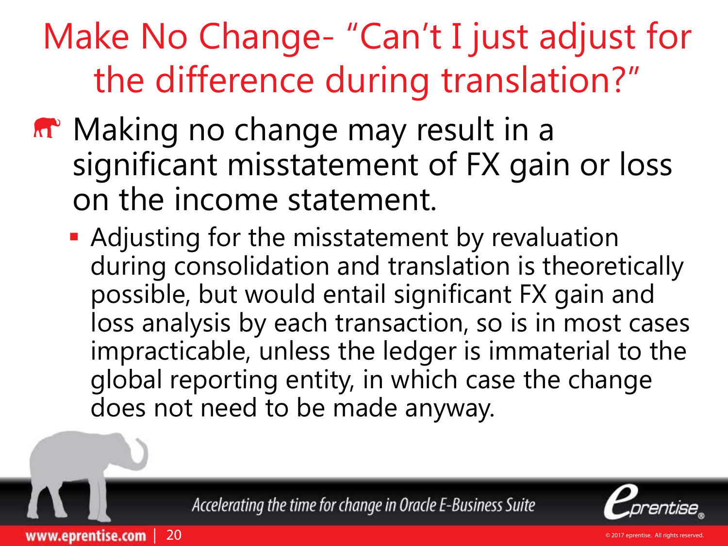# Make No Change- "Can't I just adjust for the difference during translation?"

- Making no change may result in a significant misstatement of FX gain or loss on the income statement.
  - Adjusting for the misstatement by revaluation during consolidation and translation is theoretically possible, but would entail significant FX gain and loss analysis by each transaction, so is in most cases impracticable, unless the ledger is immaterial to the global reporting entity, in which case the change does not need to be made anyway.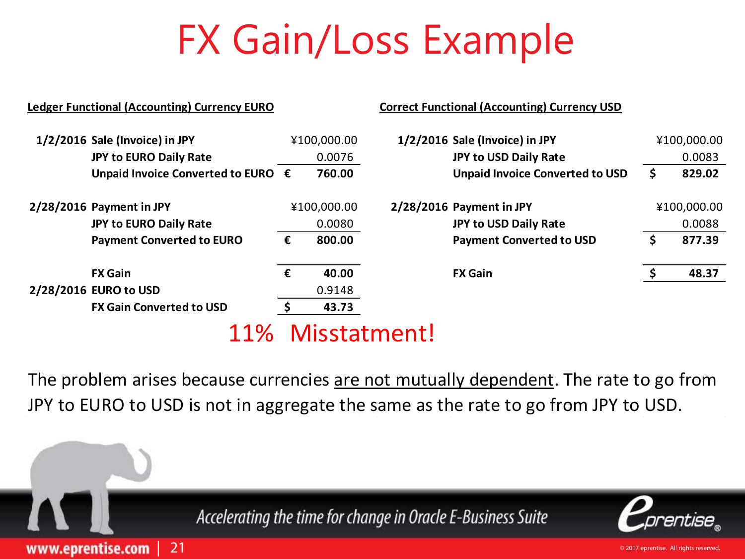# FX Gain/Loss Example

**Ledger Functional (Accounting) Currency EURO**

| | | | |
|---|---|---|---|
| **1/2/2016** | **Sale (Invoice) in JPY** | | ¥100,000.00 |
| | **JPY to EURO Daily Rate** | | 0.0076 |
| | **Unpaid Invoice Converted to EURO** | **€** | **760.00** |
| **2/28/2016** | **Payment in JPY** | | ¥100,000.00 |
| | **JPY to EURO Daily Rate** | | 0.0080 |
| | **Payment Converted to EURO** | **€** | **800.00** |
| | **FX Gain** | **€** | **40.00** |
| **2/28/2016** | **EURO to USD** | | 0.9148 |
| | **FX Gain Converted to USD** | **$** | **43.73** |

**Correct Functional (Accounting) Currency USD**

| | | | |
|---|---|---|---|
| **1/2/2016** | **Sale (Invoice) in JPY** | | ¥100,000.00 |
| | **JPY to USD Daily Rate** | | 0.0083 |
| | **Unpaid Invoice Converted to USD** | **$** | **829.02** |
| **2/28/2016** | **Payment in JPY** | | ¥100,000.00 |
| | **JPY to USD Daily Rate** | | 0.0088 |
| | **Payment Converted to USD** | **$** | **877.39** |
| | **FX Gain** | **$** | **48.37** |

## 11% Misstatment!

The problem arises because currencies are not mutually dependent. The rate to go from JPY to EURO to USD is not in aggregate the same as the rate to go from JPY to USD.

*Accelerating the time for change in Oracle E-Business Suite*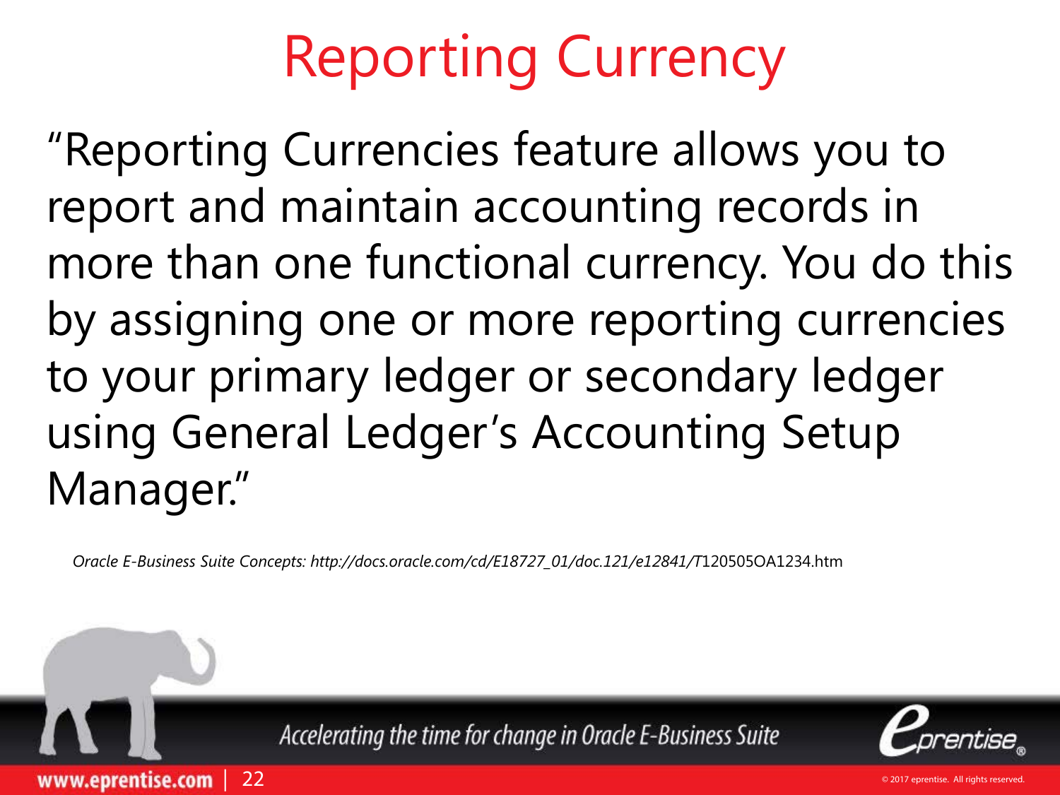# Reporting Currency

"Reporting Currencies feature allows you to report and maintain accounting records in more than one functional currency. You do this by assigning one or more reporting currencies to your primary ledger or secondary ledger using General Ledger's Accounting Setup Manager."

*Oracle E-Business Suite Concepts: http://docs.oracle.com/cd/E18727_01/doc.121/e12841/T*120505OA1234.htm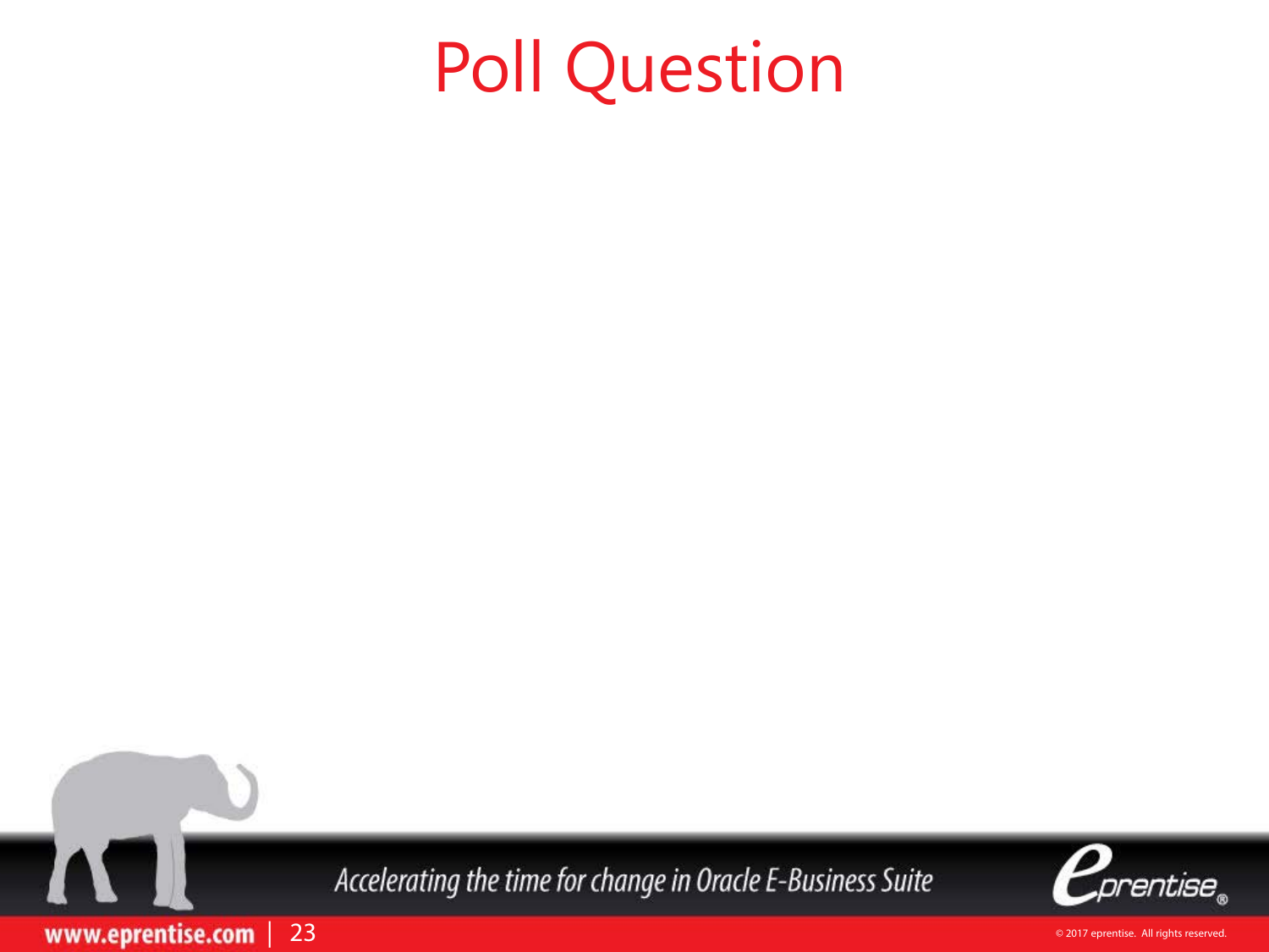# Poll Question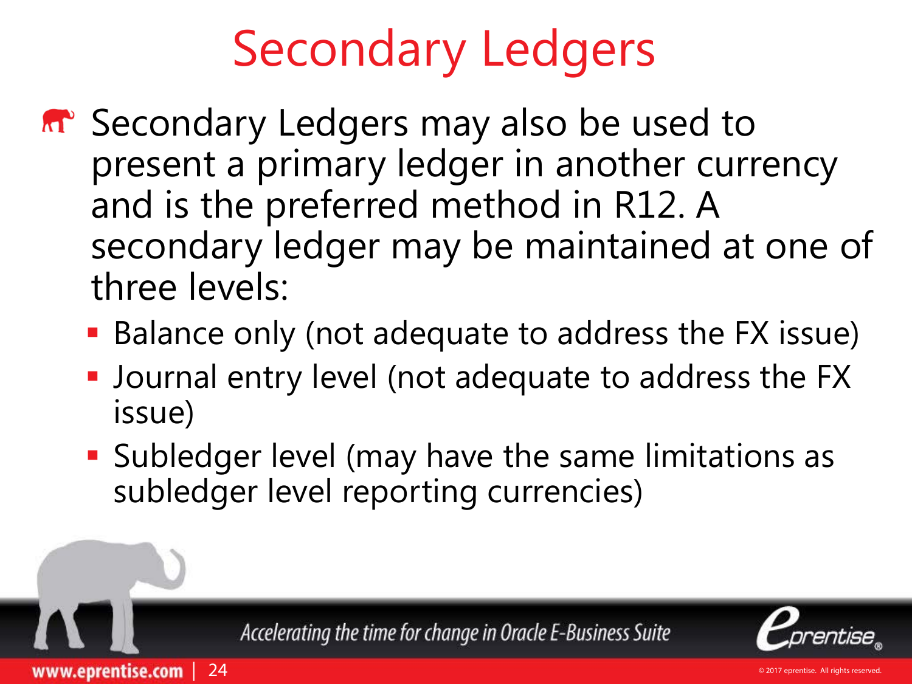# Secondary Ledgers

- Secondary Ledgers may also be used to present a primary ledger in another currency and is the preferred method in R12. A secondary ledger may be maintained at one of three levels:
  - Balance only (not adequate to address the FX issue)
  - Journal entry level (not adequate to address the FX issue)
  - Subledger level (may have the same limitations as subledger level reporting currencies)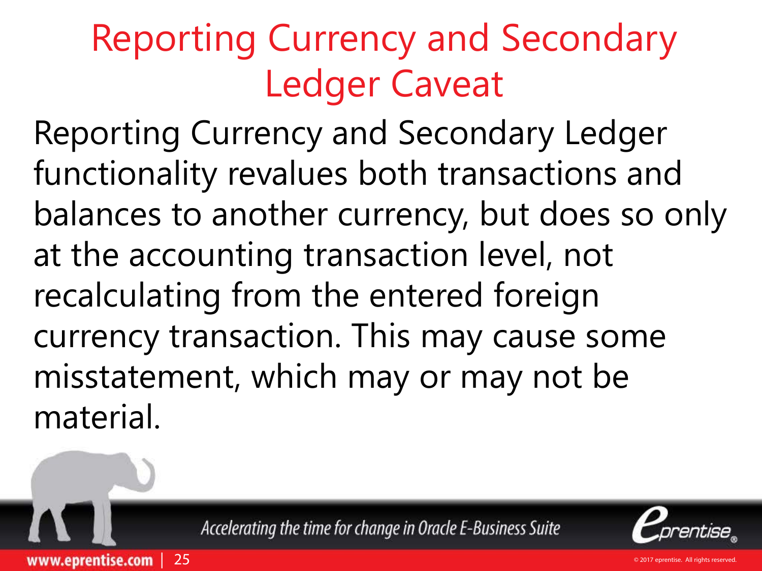# Reporting Currency and Secondary Ledger Caveat

Reporting Currency and Secondary Ledger functionality revalues both transactions and balances to another currency, but does so only at the accounting transaction level, not recalculating from the entered foreign currency transaction. This may cause some misstatement, which may or may not be material.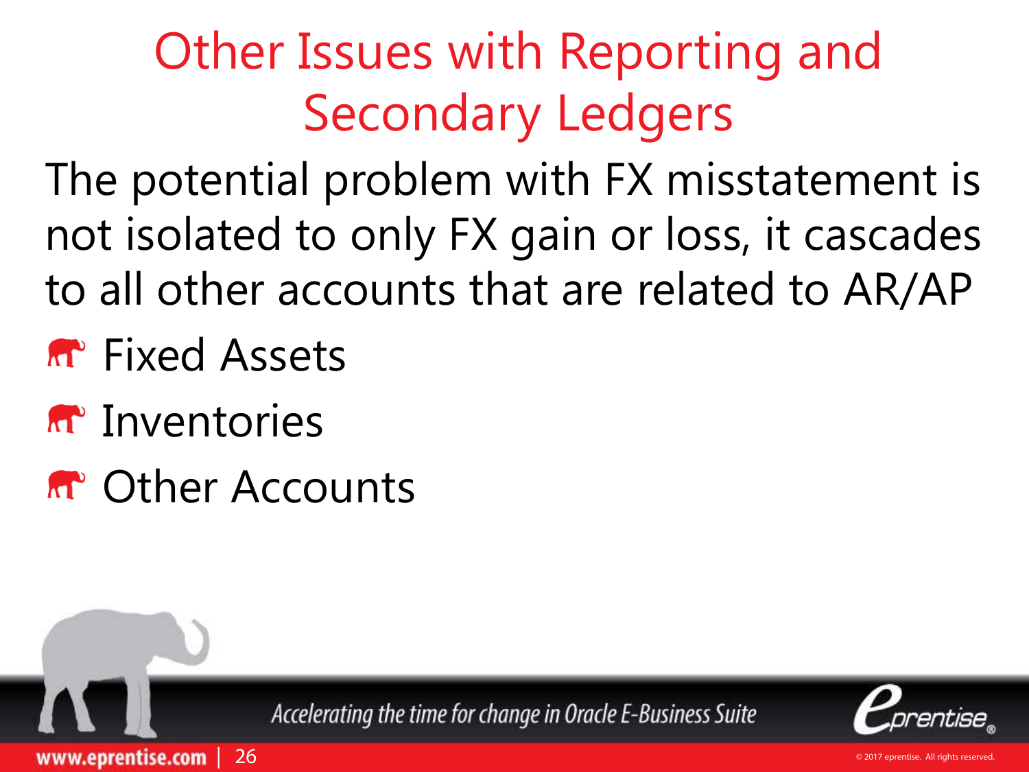# Other Issues with Reporting and Secondary Ledgers

The potential problem with FX misstatement is not isolated to only FX gain or loss, it cascades to all other accounts that are related to AR/AP

- Fixed Assets
- Inventories
- Other Accounts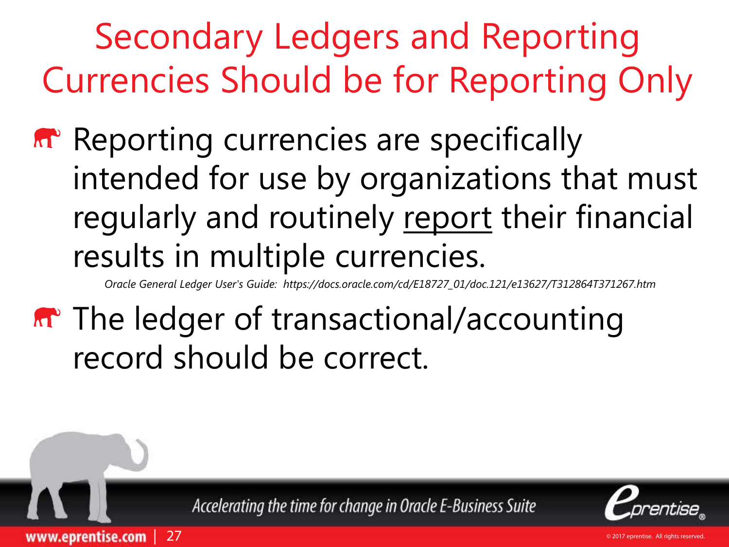# Secondary Ledgers and Reporting Currencies Should be for Reporting Only

- Reporting currencies are specifically intended for use by organizations that must regularly and routinely <u>report</u> their financial results in multiple currencies.

  *Oracle General Ledger User's Guide: https://docs.oracle.com/cd/E18727_01/doc.121/e13627/T312864T371267.htm*

- The ledger of transactional/accounting record should be correct.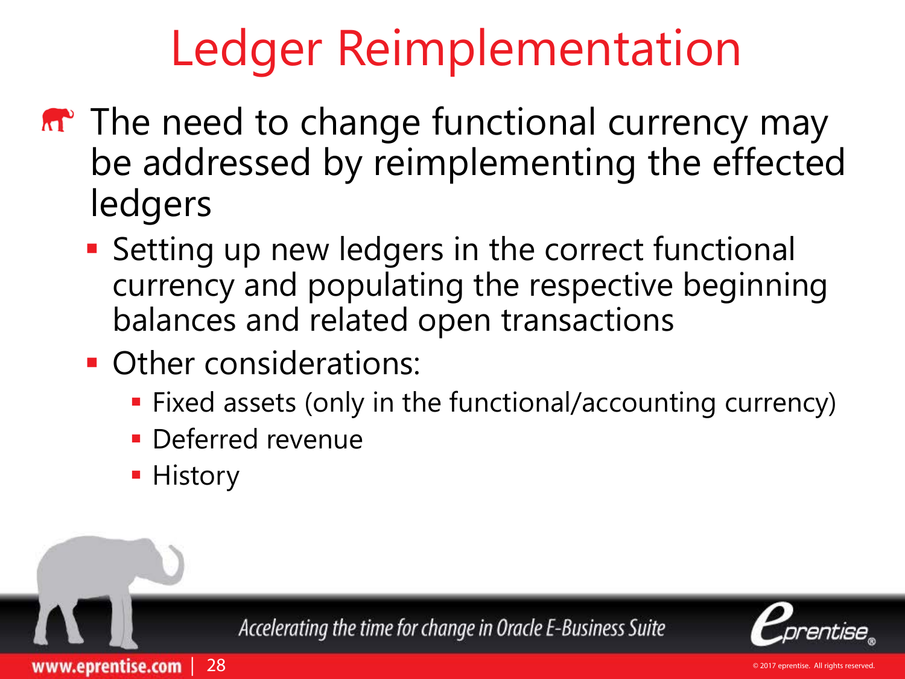# Ledger Reimplementation

- The need to change functional currency may be addressed by reimplementing the effected ledgers
  - Setting up new ledgers in the correct functional currency and populating the respective beginning balances and related open transactions
  - Other considerations:
    - Fixed assets (only in the functional/accounting currency)
    - Deferred revenue
    - History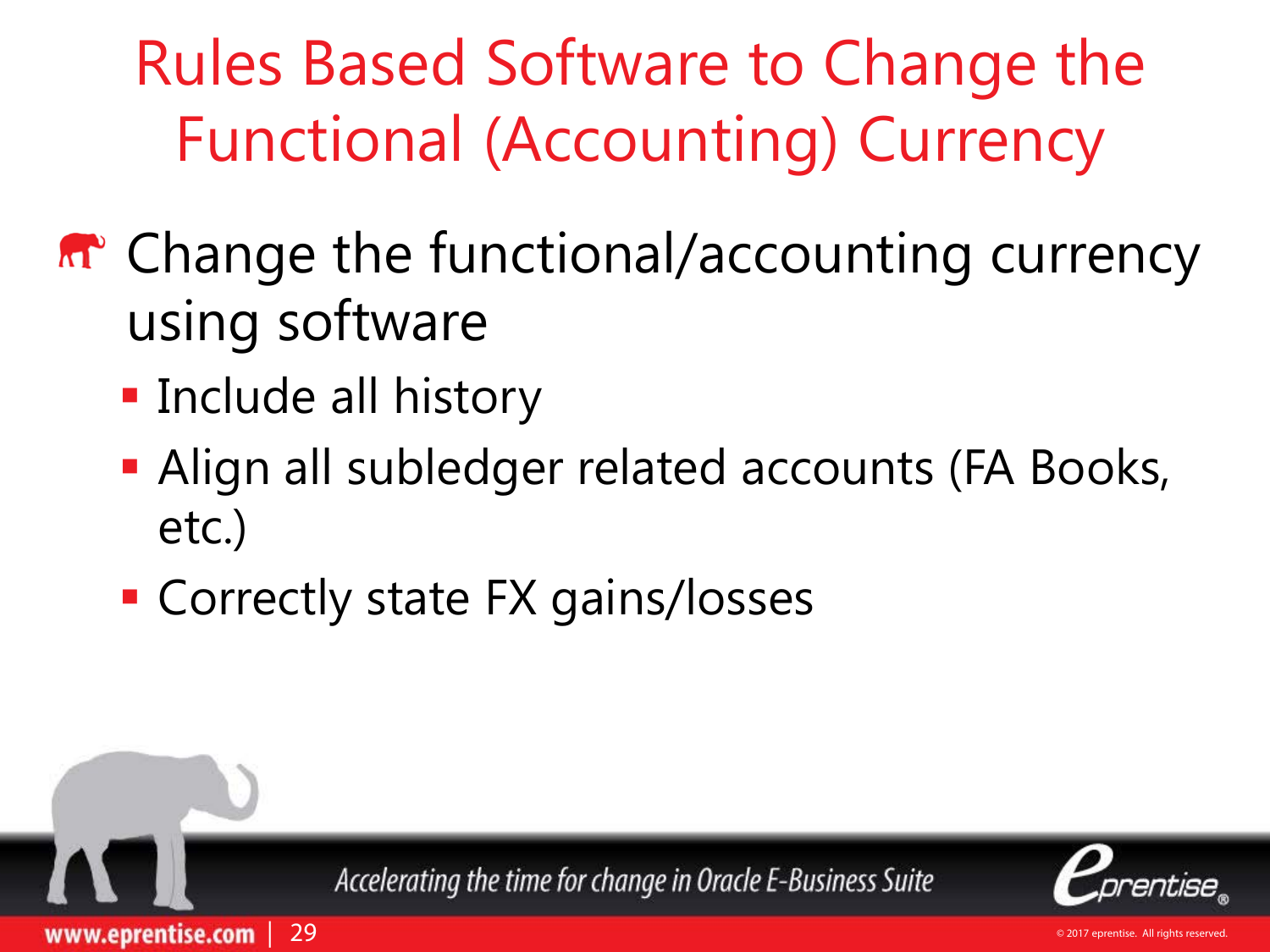# Rules Based Software to Change the Functional (Accounting) Currency

- Change the functional/accounting currency using software
  - Include all history
  - Align all subledger related accounts (FA Books, etc.)
  - Correctly state FX gains/losses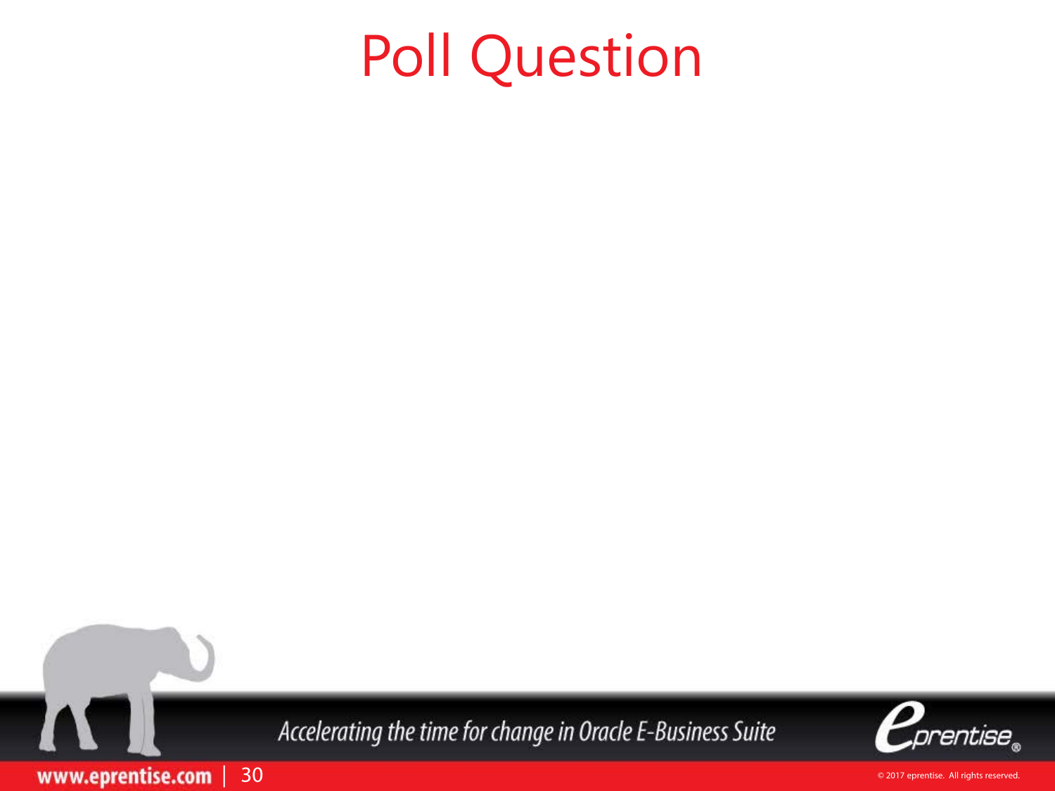# Poll Question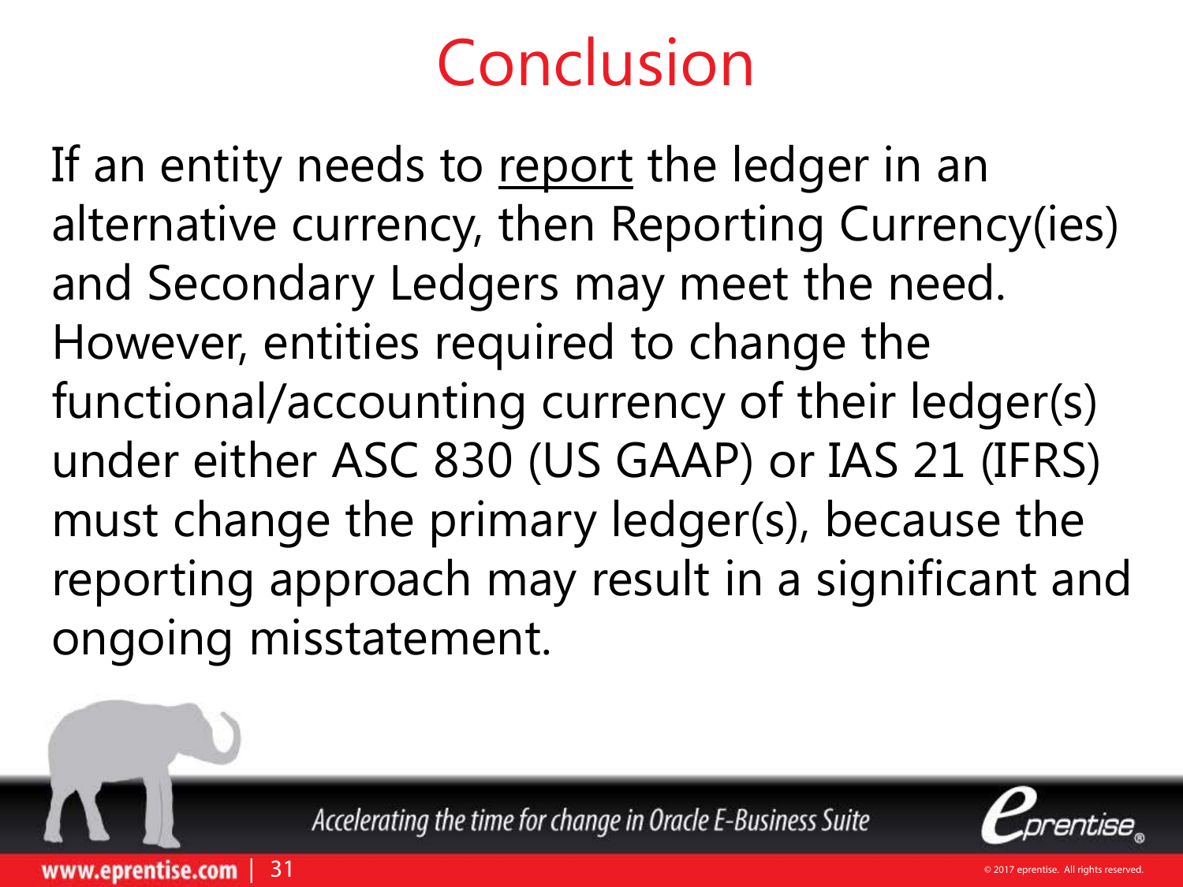# Conclusion

If an entity needs to <u>report</u> the ledger in an alternative currency, then Reporting Currency(ies) and Secondary Ledgers may meet the need. However, entities required to change the functional/accounting currency of their ledger(s) under either ASC 830 (US GAAP) or IAS 21 (IFRS) must change the primary ledger(s), because the reporting approach may result in a significant and ongoing misstatement.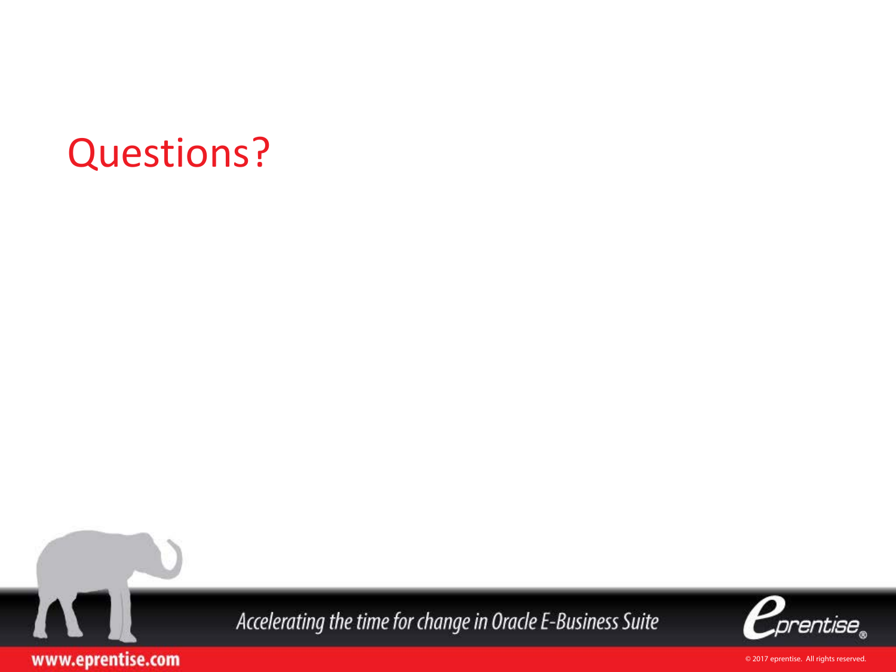# Questions?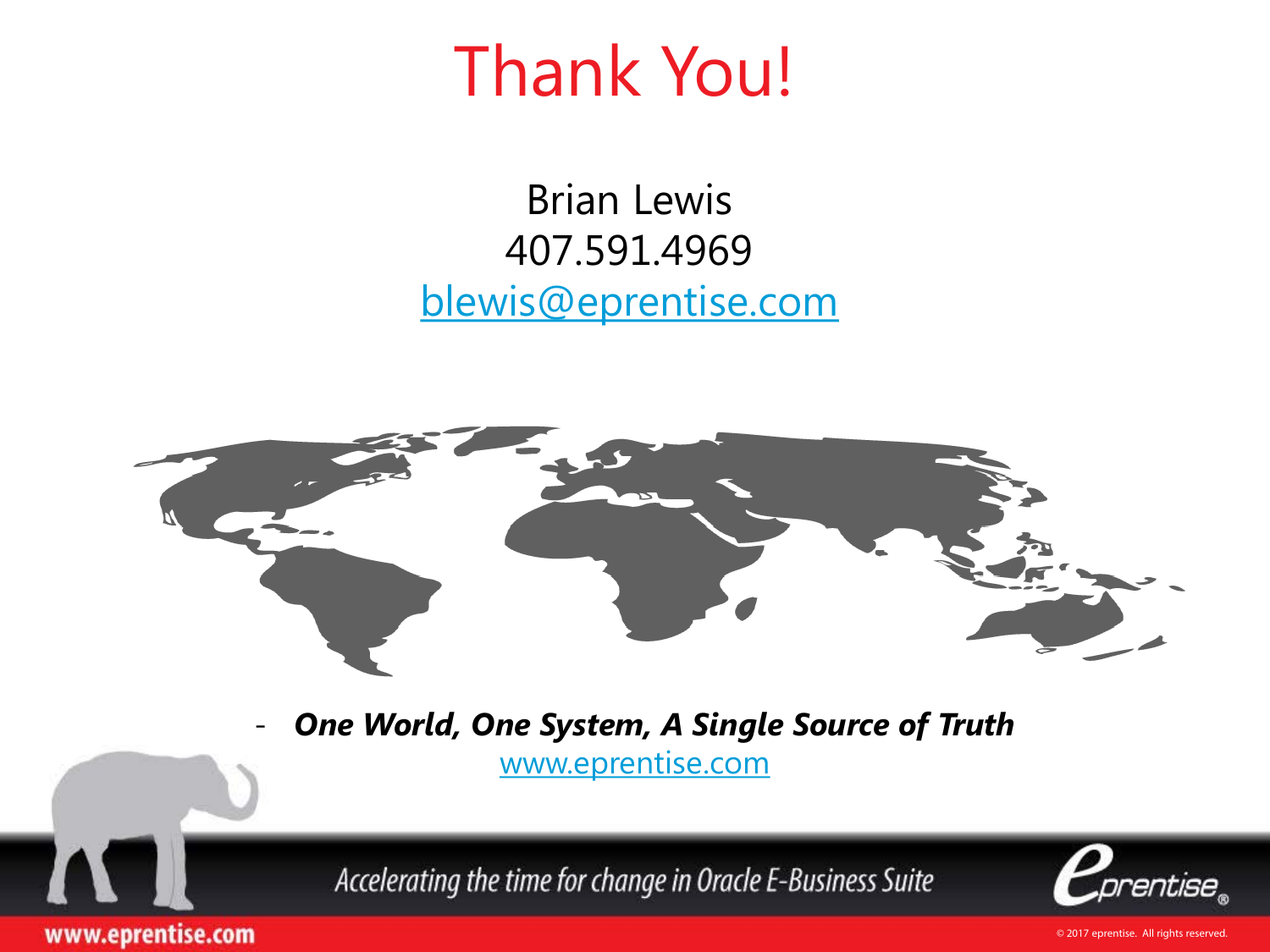# Thank You!

Brian Lewis
407.591.4969
blewis@eprentise.com

- ***One World, One System, A Single Source of Truth***

www.eprentise.com

*Accelerating the time for change in Oracle E-Business Suite*